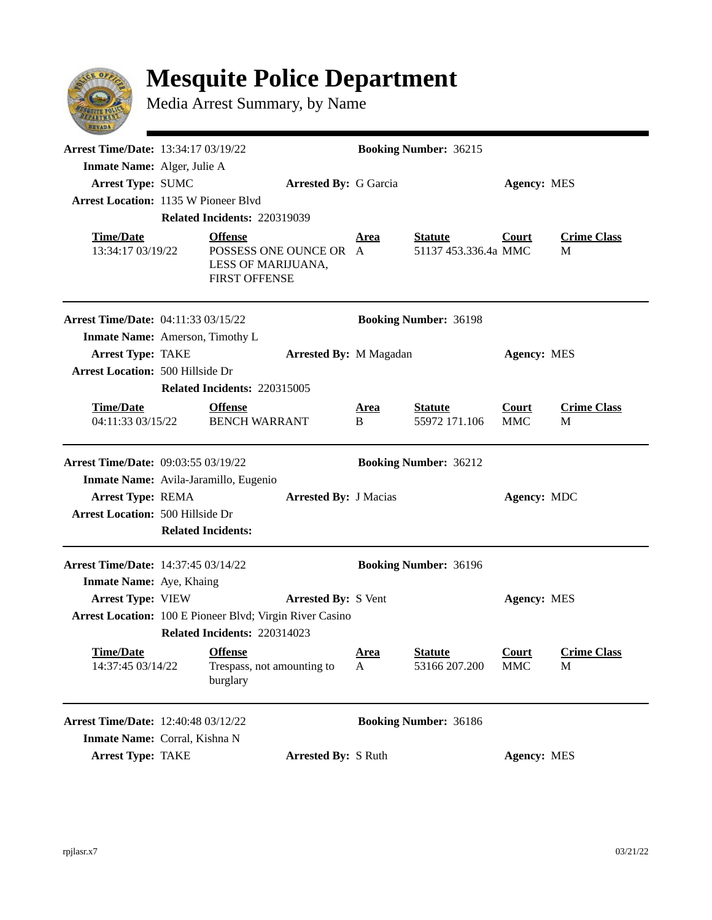# Mesquite Police Department

Media Arrest Summary, by Name

**Arrest Time/Date:** 13:34:17 03/19/22 **Booking Number:** 36215
**Inmate Name:** Alger, Julie A
**Arrest Type:** SUMC **Arrested By:** G Garcia **Agency:** MES
**Arrest Location:** 1135 W Pioneer Blvd
**Related Incidents:** 220319039

| Time/Date | Offense | Area | Statute | Court | Crime Class |
|---|---|---|---|---|---|
| 13:34:17 03/19/22 | POSSESS ONE OUNCE OR LESS OF MARIJUANA, FIRST OFFENSE | A | 51137 453.336.4a | MMC | M |

---

**Arrest Time/Date:** 04:11:33 03/15/22 **Booking Number:** 36198
**Inmate Name:** Amerson, Timothy L
**Arrest Type:** TAKE **Arrested By:** M Magadan **Agency:** MES
**Arrest Location:** 500 Hillside Dr
**Related Incidents:** 220315005

| Time/Date | Offense | Area | Statute | Court | Crime Class |
|---|---|---|---|---|---|
| 04:11:33 03/15/22 | BENCH WARRANT | B | 55972 171.106 | MMC | M |

---

**Arrest Time/Date:** 09:03:55 03/19/22 **Booking Number:** 36212
**Inmate Name:** Avila-Jaramillo, Eugenio
**Arrest Type:** REMA **Arrested By:** J Macias **Agency:** MDC
**Arrest Location:** 500 Hillside Dr
**Related Incidents:**

---

**Arrest Time/Date:** 14:37:45 03/14/22 **Booking Number:** 36196
**Inmate Name:** Aye, Khaing
**Arrest Type:** VIEW **Arrested By:** S Vent **Agency:** MES
**Arrest Location:** 100 E Pioneer Blvd; Virgin River Casino
**Related Incidents:** 220314023

| Time/Date | Offense | Area | Statute | Court | Crime Class |
|---|---|---|---|---|---|
| 14:37:45 03/14/22 | Trespass, not amounting to burglary | A | 53166 207.200 | MMC | M |

---

**Arrest Time/Date:** 12:40:48 03/12/22 **Booking Number:** 36186
**Inmate Name:** Corral, Kishna N
**Arrest Type:** TAKE **Arrested By:** S Ruth **Agency:** MES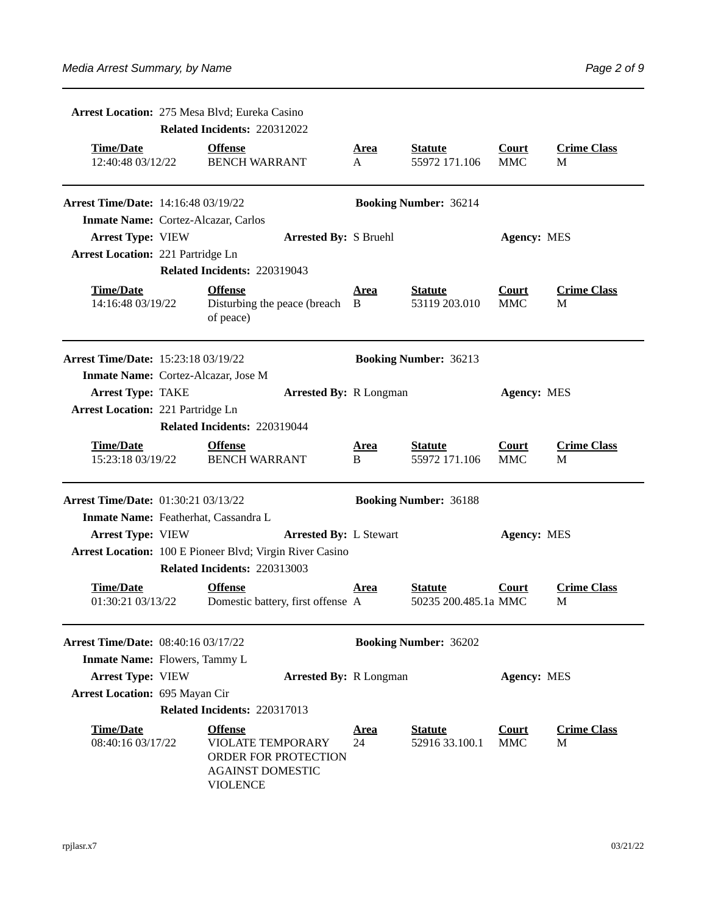**Arrest Location:** 275 Mesa Blvd; Eureka Casino

**Related Incidents:** 220312022

| Time/Date | Offense | Area | Statute | Court | Crime Class |
|---|---|---|---|---|---|
| 12:40:48 03/12/22 | BENCH WARRANT | A | 55972 171.106 | MMC | M |

---

**Arrest Time/Date:** 14:16:48 03/19/22 **Booking Number:** 36214

**Inmate Name:** Cortez-Alcazar, Carlos

**Arrest Type:** VIEW **Arrested By:** S Bruehl **Agency:** MES

**Arrest Location:** 221 Partridge Ln

**Related Incidents:** 220319043

| Time/Date | Offense | Area | Statute | Court | Crime Class |
|---|---|---|---|---|---|
| 14:16:48 03/19/22 | Disturbing the peace (breach of peace) | B | 53119 203.010 | MMC | M |

---

**Arrest Time/Date:** 15:23:18 03/19/22 **Booking Number:** 36213

**Inmate Name:** Cortez-Alcazar, Jose M

**Arrest Type:** TAKE **Arrested By:** R Longman **Agency:** MES

**Arrest Location:** 221 Partridge Ln

**Related Incidents:** 220319044

| Time/Date | Offense | Area | Statute | Court | Crime Class |
|---|---|---|---|---|---|
| 15:23:18 03/19/22 | BENCH WARRANT | B | 55972 171.106 | MMC | M |

---

**Arrest Time/Date:** 01:30:21 03/13/22 **Booking Number:** 36188

**Inmate Name:** Featherhat, Cassandra L

**Arrest Type:** VIEW **Arrested By:** L Stewart **Agency:** MES

**Arrest Location:** 100 E Pioneer Blvd; Virgin River Casino

**Related Incidents:** 220313003

| Time/Date | Offense | Area | Statute | Court | Crime Class |
|---|---|---|---|---|---|
| 01:30:21 03/13/22 | Domestic battery, first offense | A | 50235 200.485.1a | MMC | M |

---

**Arrest Time/Date:** 08:40:16 03/17/22 **Booking Number:** 36202

**Inmate Name:** Flowers, Tammy L

**Arrest Type:** VIEW **Arrested By:** R Longman **Agency:** MES

**Arrest Location:** 695 Mayan Cir

**Related Incidents:** 220317013

| Time/Date | Offense | Area | Statute | Court | Crime Class |
|---|---|---|---|---|---|
| 08:40:16 03/17/22 | VIOLATE TEMPORARY ORDER FOR PROTECTION AGAINST DOMESTIC VIOLENCE | 24 | 52916 33.100.1 | MMC | M |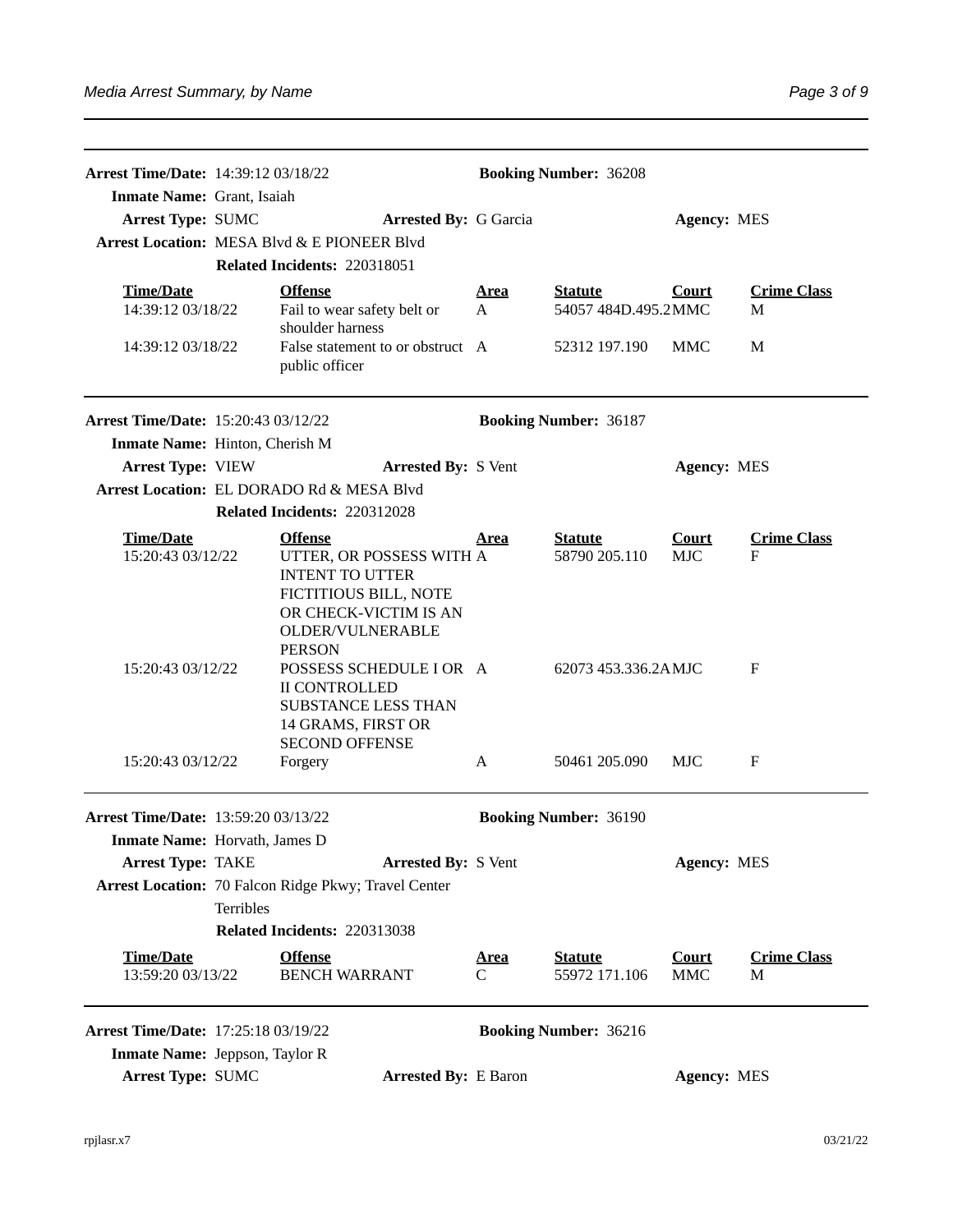**Arrest Time/Date:** 14:39:12 03/18/22 **Booking Number:** 36208

**Inmate Name:** Grant, Isaiah

**Arrest Type:** SUMC **Arrested By:** G Garcia **Agency:** MES

**Arrest Location:** MESA Blvd & E PIONEER Blvd

**Related Incidents:** 220318051

| Time/Date | Offense | Area | Statute | Court | Crime Class |
|---|---|---|---|---|---|
| 14:39:12 03/18/22 | Fail to wear safety belt or shoulder harness | A | 54057 484D.495.2 | MMC | M |
| 14:39:12 03/18/22 | False statement to or obstruct public officer | A | 52312 197.190 | MMC | M |

**Arrest Time/Date:** 15:20:43 03/12/22 **Booking Number:** 36187

**Inmate Name:** Hinton, Cherish M

**Arrest Type:** VIEW **Arrested By:** S Vent **Agency:** MES

**Arrest Location:** EL DORADO Rd & MESA Blvd

**Related Incidents:** 220312028

| Time/Date | Offense | Area | Statute | Court | Crime Class |
|---|---|---|---|---|---|
| 15:20:43 03/12/22 | UTTER, OR POSSESS WITH INTENT TO UTTER FICTITIOUS BILL, NOTE OR CHECK-VICTIM IS AN OLDER/VULNERABLE PERSON | A | 58790 205.110 | MJC | F |
| 15:20:43 03/12/22 | POSSESS SCHEDULE I OR II CONTROLLED SUBSTANCE LESS THAN 14 GRAMS, FIRST OR SECOND OFFENSE | A | 62073 453.336.2A | MJC | F |
| 15:20:43 03/12/22 | Forgery | A | 50461 205.090 | MJC | F |

**Arrest Time/Date:** 13:59:20 03/13/22 **Booking Number:** 36190

**Inmate Name:** Horvath, James D

**Arrest Type:** TAKE **Arrested By:** S Vent **Agency:** MES

**Arrest Location:** 70 Falcon Ridge Pkwy; Travel Center Terribles

**Related Incidents:** 220313038

| Time/Date | Offense | Area | Statute | Court | Crime Class |
|---|---|---|---|---|---|
| 13:59:20 03/13/22 | BENCH WARRANT | C | 55972 171.106 | MMC | M |

**Arrest Time/Date:** 17:25:18 03/19/22 **Booking Number:** 36216

**Inmate Name:** Jeppson, Taylor R

**Arrest Type:** SUMC **Arrested By:** E Baron **Agency:** MES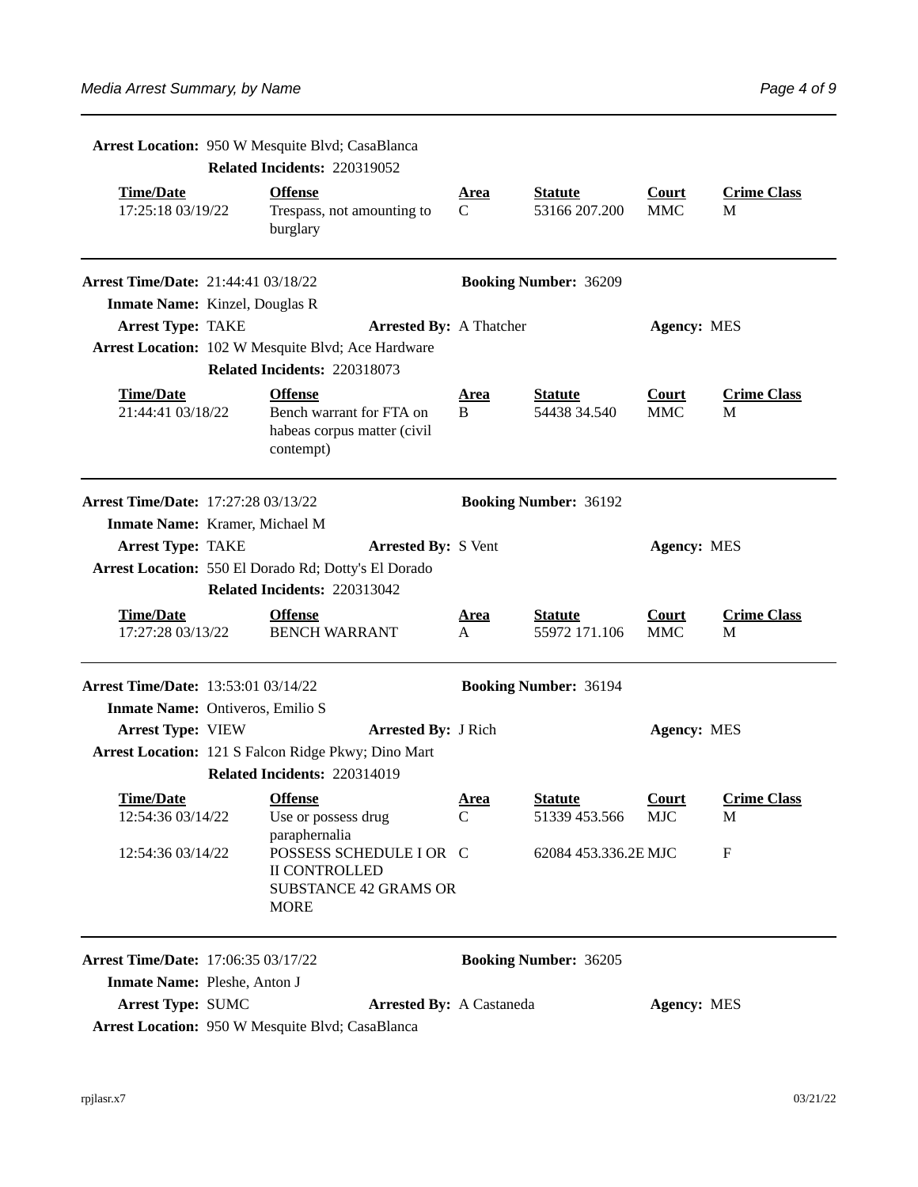**Arrest Location:** 950 W Mesquite Blvd; CasaBlanca

**Related Incidents:** 220319052

| Time/Date | Offense | Area | Statute | Court | Crime Class |
|---|---|---|---|---|---|
| 17:25:18 03/19/22 | Trespass, not amounting to burglary | C | 53166 207.200 | MMC | M |

---

**Arrest Time/Date:** 21:44:41 03/18/22 **Booking Number:** 36209

**Inmate Name:** Kinzel, Douglas R

**Arrest Type:** TAKE **Arrested By:** A Thatcher **Agency:** MES

**Arrest Location:** 102 W Mesquite Blvd; Ace Hardware

**Related Incidents:** 220318073

| Time/Date | Offense | Area | Statute | Court | Crime Class |
|---|---|---|---|---|---|
| 21:44:41 03/18/22 | Bench warrant for FTA on habeas corpus matter (civil contempt) | B | 54438 34.540 | MMC | M |

---

**Arrest Time/Date:** 17:27:28 03/13/22 **Booking Number:** 36192

**Inmate Name:** Kramer, Michael M

**Arrest Type:** TAKE **Arrested By:** S Vent **Agency:** MES

**Arrest Location:** 550 El Dorado Rd; Dotty's El Dorado

**Related Incidents:** 220313042

| Time/Date | Offense | Area | Statute | Court | Crime Class |
|---|---|---|---|---|---|
| 17:27:28 03/13/22 | BENCH WARRANT | A | 55972 171.106 | MMC | M |

---

**Arrest Time/Date:** 13:53:01 03/14/22 **Booking Number:** 36194

**Inmate Name:** Ontiveros, Emilio S

**Arrest Type:** VIEW **Arrested By:** J Rich **Agency:** MES

**Arrest Location:** 121 S Falcon Ridge Pkwy; Dino Mart

**Related Incidents:** 220314019

| Time/Date | Offense | Area | Statute | Court | Crime Class |
|---|---|---|---|---|---|
| 12:54:36 03/14/22 | Use or possess drug paraphernalia | C | 51339 453.566 | MJC | M |
| 12:54:36 03/14/22 | POSSESS SCHEDULE I OR II CONTROLLED SUBSTANCE 42 GRAMS OR MORE | C | 62084 453.336.2E | MJC | F |

---

**Arrest Time/Date:** 17:06:35 03/17/22 **Booking Number:** 36205

**Inmate Name:** Pleshe, Anton J

**Arrest Type:** SUMC **Arrested By:** A Castaneda **Agency:** MES

**Arrest Location:** 950 W Mesquite Blvd; CasaBlanca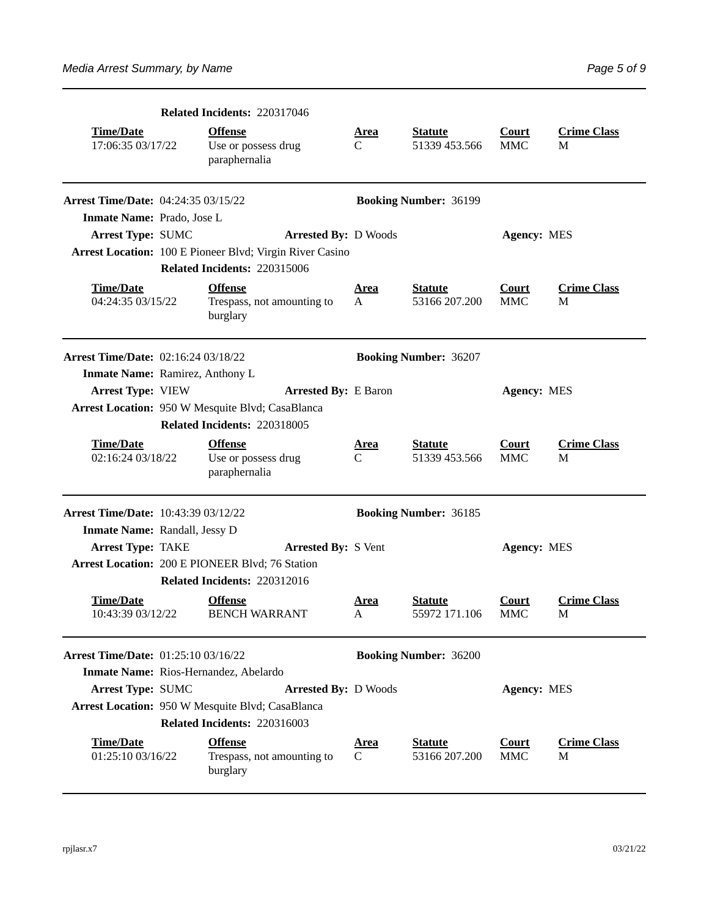**Related Incidents:** 220317046

| Time/Date | Offense | Area | Statute | Court | Crime Class |
|---|---|---|---|---|---|
| 17:06:35 03/17/22 | Use or possess drug paraphernalia | C | 51339 453.566 | MMC | M |

---

**Arrest Time/Date:** 04:24:35 03/15/22 **Booking Number:** 36199

**Inmate Name:** Prado, Jose L

**Arrest Type:** SUMC **Arrested By:** D Woods **Agency:** MES

**Arrest Location:** 100 E Pioneer Blvd; Virgin River Casino

**Related Incidents:** 220315006

| Time/Date | Offense | Area | Statute | Court | Crime Class |
|---|---|---|---|---|---|
| 04:24:35 03/15/22 | Trespass, not amounting to burglary | A | 53166 207.200 | MMC | M |

---

**Arrest Time/Date:** 02:16:24 03/18/22 **Booking Number:** 36207

**Inmate Name:** Ramirez, Anthony L

**Arrest Type:** VIEW **Arrested By:** E Baron **Agency:** MES

**Arrest Location:** 950 W Mesquite Blvd; CasaBlanca

**Related Incidents:** 220318005

| Time/Date | Offense | Area | Statute | Court | Crime Class |
|---|---|---|---|---|---|
| 02:16:24 03/18/22 | Use or possess drug paraphernalia | C | 51339 453.566 | MMC | M |

---

**Arrest Time/Date:** 10:43:39 03/12/22 **Booking Number:** 36185

**Inmate Name:** Randall, Jessy D

**Arrest Type:** TAKE **Arrested By:** S Vent **Agency:** MES

**Arrest Location:** 200 E PIONEER Blvd; 76 Station

**Related Incidents:** 220312016

| Time/Date | Offense | Area | Statute | Court | Crime Class |
|---|---|---|---|---|---|
| 10:43:39 03/12/22 | BENCH WARRANT | A | 55972 171.106 | MMC | M |

---

**Arrest Time/Date:** 01:25:10 03/16/22 **Booking Number:** 36200

**Inmate Name:** Rios-Hernandez, Abelardo

**Arrest Type:** SUMC **Arrested By:** D Woods **Agency:** MES

**Arrest Location:** 950 W Mesquite Blvd; CasaBlanca

**Related Incidents:** 220316003

| Time/Date | Offense | Area | Statute | Court | Crime Class |
|---|---|---|---|---|---|
| 01:25:10 03/16/22 | Trespass, not amounting to burglary | C | 53166 207.200 | MMC | M |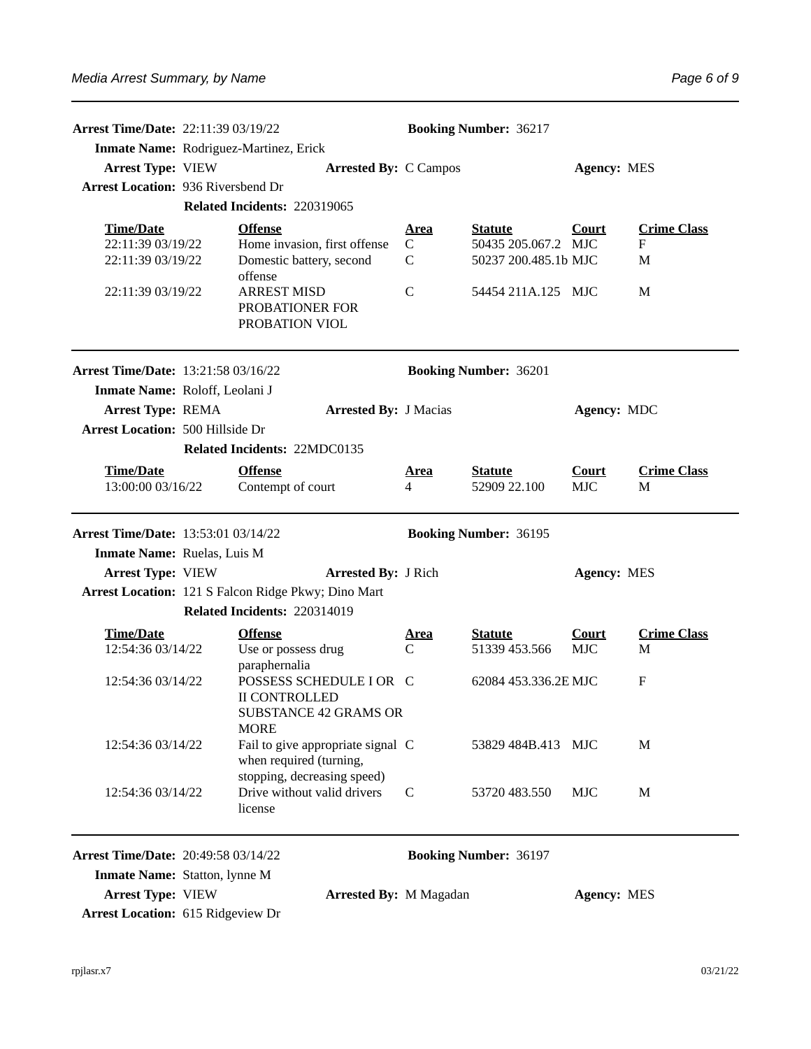**Arrest Time/Date:** 22:11:39 03/19/22 **Booking Number:** 36217

**Inmate Name:** Rodriguez-Martinez, Erick

**Arrest Type:** VIEW **Arrested By:** C Campos **Agency:** MES

**Arrest Location:** 936 Riversbend Dr

**Related Incidents:** 220319065

| Time/Date | Offense | Area | Statute | Court | Crime Class |
|---|---|---|---|---|---|
| 22:11:39 03/19/22 | Home invasion, first offense | C | 50435 205.067.2 | MJC | F |
| 22:11:39 03/19/22 | Domestic battery, second offense | C | 50237 200.485.1b | MJC | M |
| 22:11:39 03/19/22 | ARREST MISD PROBATIONER FOR PROBATION VIOL | C | 54454 211A.125 | MJC | M |

---

**Arrest Time/Date:** 13:21:58 03/16/22 **Booking Number:** 36201

**Inmate Name:** Roloff, Leolani J

**Arrest Type:** REMA **Arrested By:** J Macias **Agency:** MDC

**Arrest Location:** 500 Hillside Dr

**Related Incidents:** 22MDC0135

| Time/Date | Offense | Area | Statute | Court | Crime Class |
|---|---|---|---|---|---|
| 13:00:00 03/16/22 | Contempt of court | 4 | 52909 22.100 | MJC | M |

---

**Arrest Time/Date:** 13:53:01 03/14/22 **Booking Number:** 36195

**Inmate Name:** Ruelas, Luis M

**Arrest Type:** VIEW **Arrested By:** J Rich **Agency:** MES

**Arrest Location:** 121 S Falcon Ridge Pkwy; Dino Mart

**Related Incidents:** 220314019

| Time/Date | Offense | Area | Statute | Court | Crime Class |
|---|---|---|---|---|---|
| 12:54:36 03/14/22 | Use or possess drug paraphernalia | C | 51339 453.566 | MJC | M |
| 12:54:36 03/14/22 | POSSESS SCHEDULE I OR II CONTROLLED SUBSTANCE 42 GRAMS OR MORE | C | 62084 453.336.2E | MJC | F |
| 12:54:36 03/14/22 | Fail to give appropriate signal when required (turning, stopping, decreasing speed) | C | 53829 484B.413 | MJC | M |
| 12:54:36 03/14/22 | Drive without valid drivers license | C | 53720 483.550 | MJC | M |

---

**Arrest Time/Date:** 20:49:58 03/14/22 **Booking Number:** 36197

**Inmate Name:** Statton, lynne M

**Arrest Type:** VIEW **Arrested By:** M Magadan **Agency:** MES

**Arrest Location:** 615 Ridgeview Dr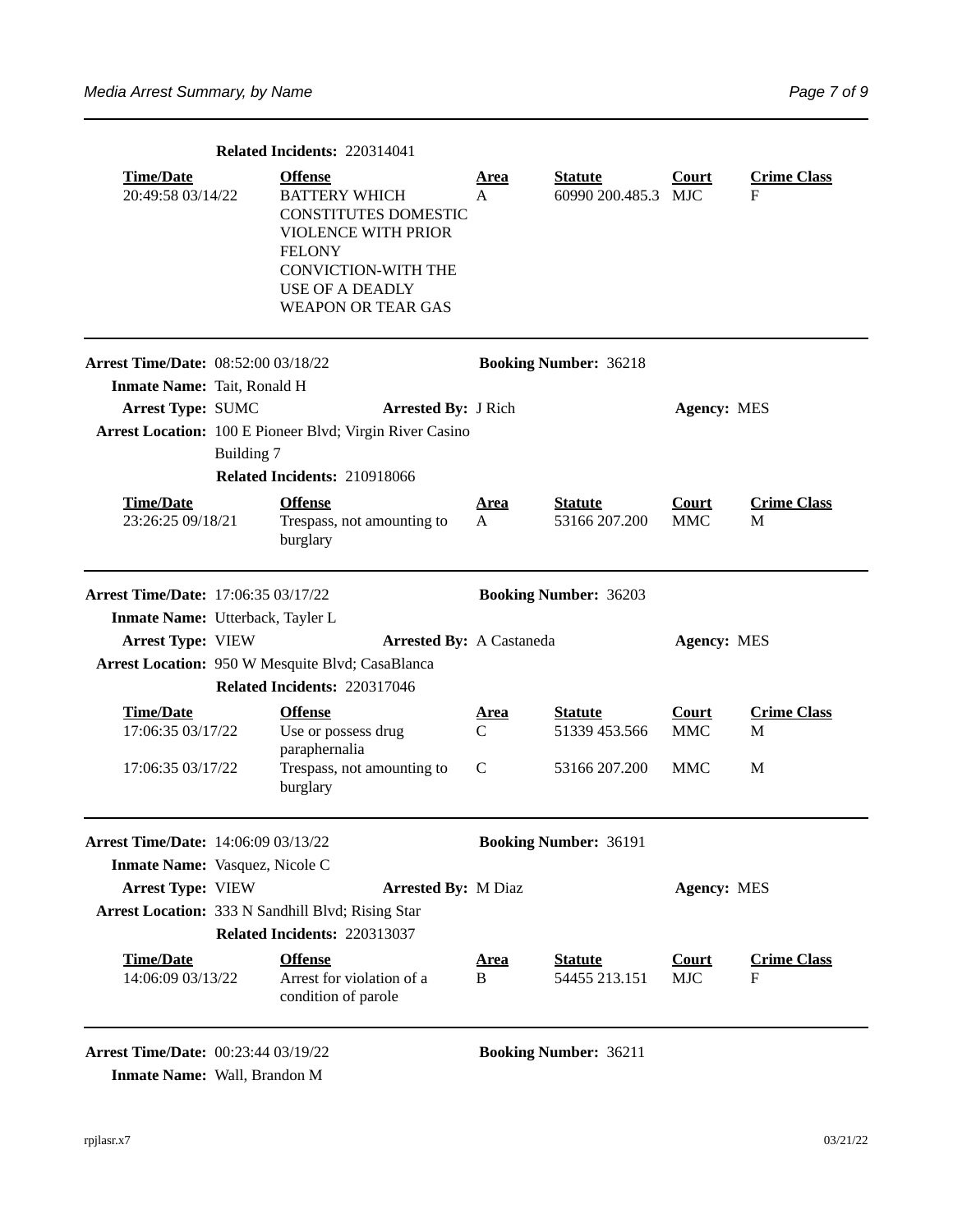**Related Incidents:** 220314041

| Time/Date | Offense | Area | Statute | Court | Crime Class |
|---|---|---|---|---|---|
| 20:49:58 03/14/22 | BATTERY WHICH CONSTITUTES DOMESTIC VIOLENCE WITH PRIOR FELONY CONVICTION-WITH THE USE OF A DEADLY WEAPON OR TEAR GAS | A | 60990 200.485.3 | MJC | F |

---

**Arrest Time/Date:** 08:52:00 03/18/22 **Booking Number:** 36218
**Inmate Name:** Tait, Ronald H
**Arrest Type:** SUMC **Arrested By:** J Rich **Agency:** MES
**Arrest Location:** 100 E Pioneer Blvd; Virgin River Casino Building 7
**Related Incidents:** 210918066

| Time/Date | Offense | Area | Statute | Court | Crime Class |
|---|---|---|---|---|---|
| 23:26:25 09/18/21 | Trespass, not amounting to burglary | A | 53166 207.200 | MMC | M |

---

**Arrest Time/Date:** 17:06:35 03/17/22 **Booking Number:** 36203
**Inmate Name:** Utterback, Tayler L
**Arrest Type:** VIEW **Arrested By:** A Castaneda **Agency:** MES
**Arrest Location:** 950 W Mesquite Blvd; CasaBlanca
**Related Incidents:** 220317046

| Time/Date | Offense | Area | Statute | Court | Crime Class |
|---|---|---|---|---|---|
| 17:06:35 03/17/22 | Use or possess drug paraphernalia | C | 51339 453.566 | MMC | M |
| 17:06:35 03/17/22 | Trespass, not amounting to burglary | C | 53166 207.200 | MMC | M |

---

**Arrest Time/Date:** 14:06:09 03/13/22 **Booking Number:** 36191
**Inmate Name:** Vasquez, Nicole C
**Arrest Type:** VIEW **Arrested By:** M Diaz **Agency:** MES
**Arrest Location:** 333 N Sandhill Blvd; Rising Star
**Related Incidents:** 220313037

| Time/Date | Offense | Area | Statute | Court | Crime Class |
|---|---|---|---|---|---|
| 14:06:09 03/13/22 | Arrest for violation of a condition of parole | B | 54455 213.151 | MJC | F |

---

**Arrest Time/Date:** 00:23:44 03/19/22 **Booking Number:** 36211
**Inmate Name:** Wall, Brandon M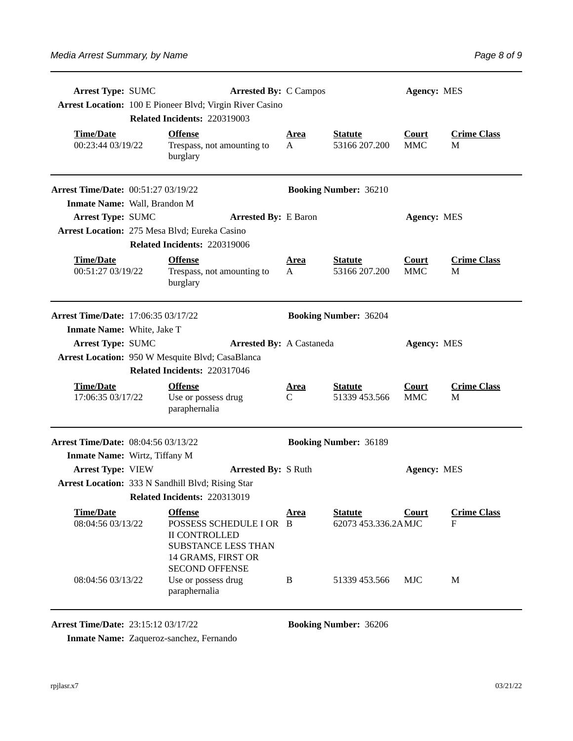**Arrest Type:** SUMC **Arrested By:** C Campos **Agency:** MES

**Arrest Location:** 100 E Pioneer Blvd; Virgin River Casino

**Related Incidents:** 220319003

| Time/Date | Offense | Area | Statute | Court | Crime Class |
|---|---|---|---|---|---|
| 00:23:44 03/19/22 | Trespass, not amounting to burglary | A | 53166 207.200 | MMC | M |

---

**Arrest Time/Date:** 00:51:27 03/19/22 **Booking Number:** 36210

**Inmate Name:** Wall, Brandon M

**Arrest Type:** SUMC **Arrested By:** E Baron **Agency:** MES

**Arrest Location:** 275 Mesa Blvd; Eureka Casino

**Related Incidents:** 220319006

| Time/Date | Offense | Area | Statute | Court | Crime Class |
|---|---|---|---|---|---|
| 00:51:27 03/19/22 | Trespass, not amounting to burglary | A | 53166 207.200 | MMC | M |

---

**Arrest Time/Date:** 17:06:35 03/17/22 **Booking Number:** 36204

**Inmate Name:** White, Jake T

**Arrest Type:** SUMC **Arrested By:** A Castaneda **Agency:** MES

**Arrest Location:** 950 W Mesquite Blvd; CasaBlanca

**Related Incidents:** 220317046

| Time/Date | Offense | Area | Statute | Court | Crime Class |
|---|---|---|---|---|---|
| 17:06:35 03/17/22 | Use or possess drug paraphernalia | C | 51339 453.566 | MMC | M |

---

**Arrest Time/Date:** 08:04:56 03/13/22 **Booking Number:** 36189

**Inmate Name:** Wirtz, Tiffany M

**Arrest Type:** VIEW **Arrested By:** S Ruth **Agency:** MES

**Arrest Location:** 333 N Sandhill Blvd; Rising Star

**Related Incidents:** 220313019

| Time/Date | Offense | Area | Statute | Court | Crime Class |
|---|---|---|---|---|---|
| 08:04:56 03/13/22 | POSSESS SCHEDULE I OR II CONTROLLED SUBSTANCE LESS THAN 14 GRAMS, FIRST OR SECOND OFFENSE | B | 62073 453.336.2A | MJC | F |
| 08:04:56 03/13/22 | Use or possess drug paraphernalia | B | 51339 453.566 | MJC | M |

---

**Arrest Time/Date:** 23:15:12 03/17/22 **Booking Number:** 36206

**Inmate Name:** Zaqueroz-sanchez, Fernando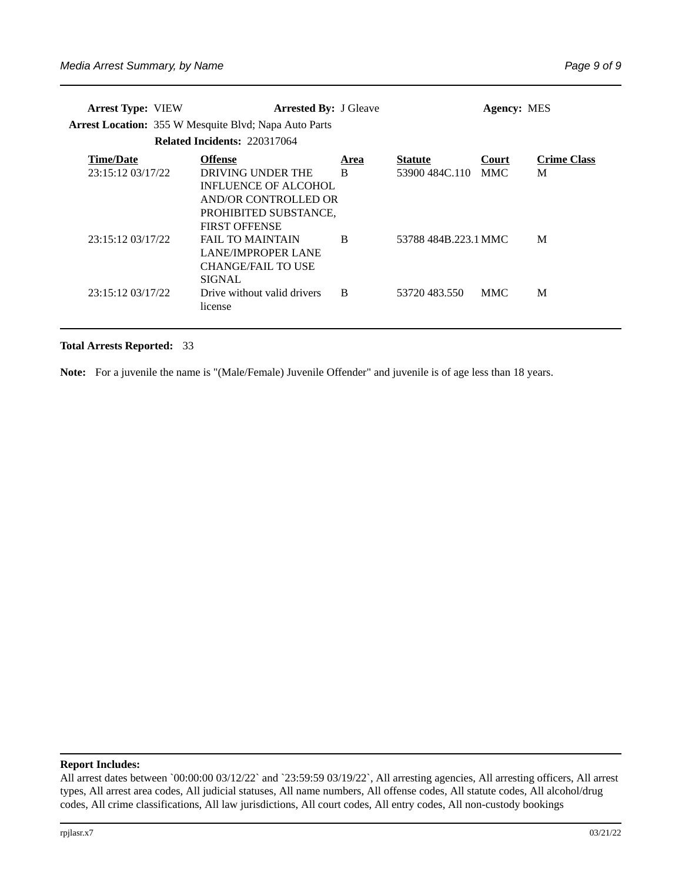**Arrest Type:** VIEW **Arrested By:** J Gleave **Agency:** MES

**Arrest Location:** 355 W Mesquite Blvd; Napa Auto Parts

**Related Incidents:** 220317064

| Time/Date | Offense | Area | Statute | Court | Crime Class |
|---|---|---|---|---|---|
| 23:15:12 03/17/22 | DRIVING UNDER THE INFLUENCE OF ALCOHOL AND/OR CONTROLLED OR PROHIBITED SUBSTANCE, FIRST OFFENSE | B | 53900 484C.110 | MMC | M |
| 23:15:12 03/17/22 | FAIL TO MAINTAIN LANE/IMPROPER LANE CHANGE/FAIL TO USE SIGNAL | B | 53788 484B.223.1 | MMC | M |
| 23:15:12 03/17/22 | Drive without valid drivers license | B | 53720 483.550 | MMC | M |

**Total Arrests Reported:** 33

**Note:** For a juvenile the name is "(Male/Female) Juvenile Offender" and juvenile is of age less than 18 years.

**Report Includes:**

All arrest dates between `00:00:00 03/12/22` and `23:59:59 03/19/22`, All arresting agencies, All arresting officers, All arrest types, All arrest area codes, All judicial statuses, All name numbers, All offense codes, All statute codes, All alcohol/drug codes, All crime classifications, All law jurisdictions, All court codes, All entry codes, All non-custody bookings

rpjlasr.x7 03/21/22